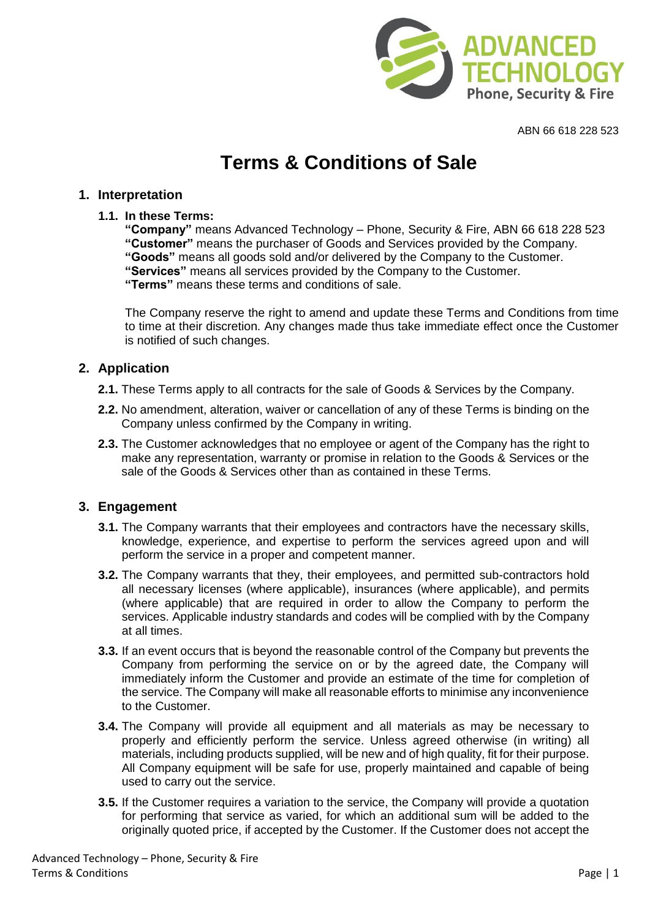ADVANCED TECHNOLOGY
Phone, Security & Fire

ABN 66 618 228 523

# Terms & Conditions of Sale

## 1. Interpretation

**1.1. In these Terms:**

**"Company"** means Advanced Technology – Phone, Security & Fire, ABN 66 618 228 523
**"Customer"** means the purchaser of Goods and Services provided by the Company.
**"Goods"** means all goods sold and/or delivered by the Company to the Customer.
**"Services"** means all services provided by the Company to the Customer.
**"Terms"** means these terms and conditions of sale.

The Company reserve the right to amend and update these Terms and Conditions from time to time at their discretion. Any changes made thus take immediate effect once the Customer is notified of such changes.

## 2. Application

**2.1.** These Terms apply to all contracts for the sale of Goods & Services by the Company.

**2.2.** No amendment, alteration, waiver or cancellation of any of these Terms is binding on the Company unless confirmed by the Company in writing.

**2.3.** The Customer acknowledges that no employee or agent of the Company has the right to make any representation, warranty or promise in relation to the Goods & Services or the sale of the Goods & Services other than as contained in these Terms.

## 3. Engagement

**3.1.** The Company warrants that their employees and contractors have the necessary skills, knowledge, experience, and expertise to perform the services agreed upon and will perform the service in a proper and competent manner.

**3.2.** The Company warrants that they, their employees, and permitted sub-contractors hold all necessary licenses (where applicable), insurances (where applicable), and permits (where applicable) that are required in order to allow the Company to perform the services. Applicable industry standards and codes will be complied with by the Company at all times.

**3.3.** If an event occurs that is beyond the reasonable control of the Company but prevents the Company from performing the service on or by the agreed date, the Company will immediately inform the Customer and provide an estimate of the time for completion of the service. The Company will make all reasonable efforts to minimise any inconvenience to the Customer.

**3.4.** The Company will provide all equipment and all materials as may be necessary to properly and efficiently perform the service. Unless agreed otherwise (in writing) all materials, including products supplied, will be new and of high quality, fit for their purpose. All Company equipment will be safe for use, properly maintained and capable of being used to carry out the service.

**3.5.** If the Customer requires a variation to the service, the Company will provide a quotation for performing that service as varied, for which an additional sum will be added to the originally quoted price, if accepted by the Customer. If the Customer does not accept the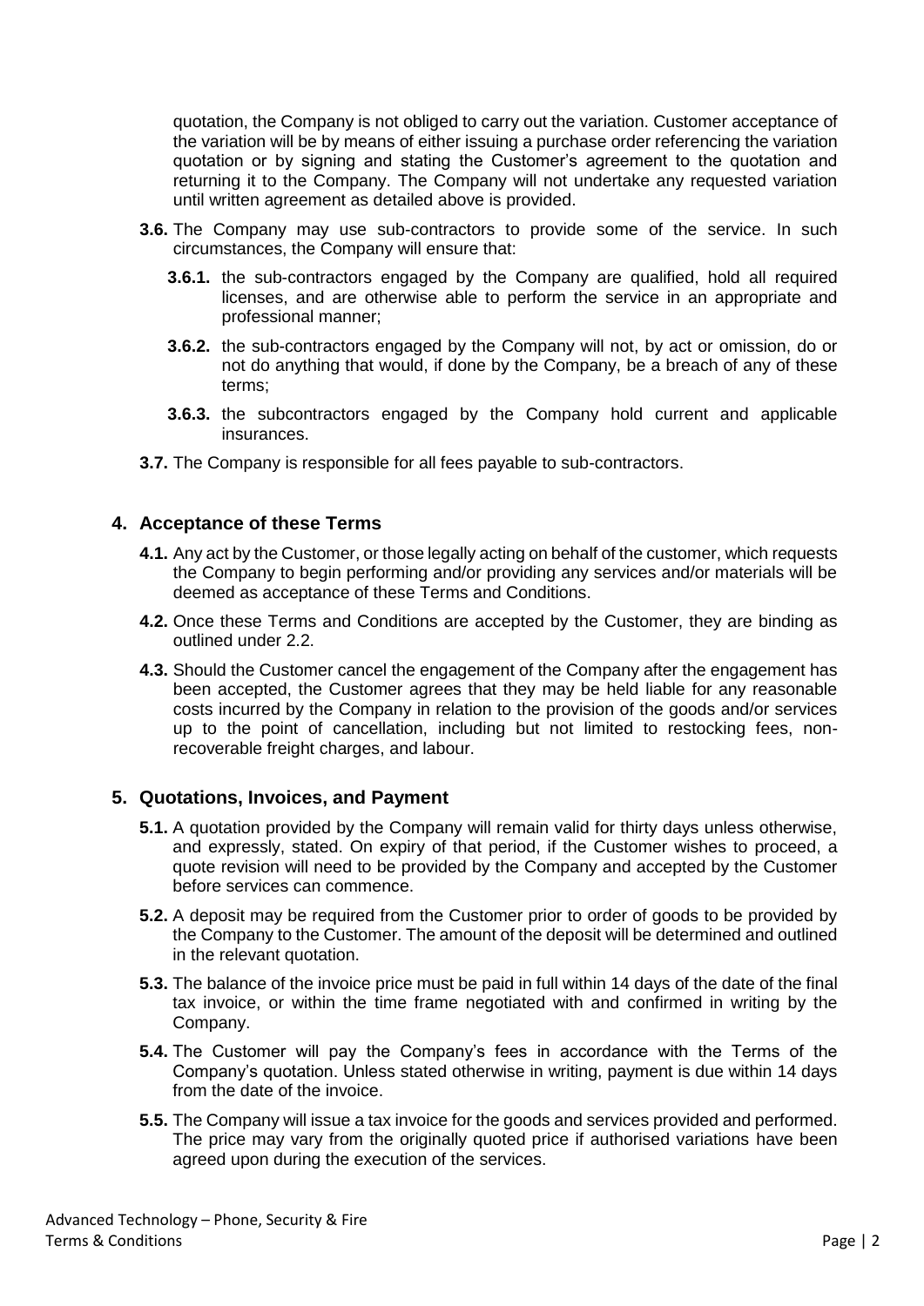quotation, the Company is not obliged to carry out the variation. Customer acceptance of the variation will be by means of either issuing a purchase order referencing the variation quotation or by signing and stating the Customer's agreement to the quotation and returning it to the Company. The Company will not undertake any requested variation until written agreement as detailed above is provided.

**3.6.** The Company may use sub-contractors to provide some of the service. In such circumstances, the Company will ensure that:

- **3.6.1.** the sub-contractors engaged by the Company are qualified, hold all required licenses, and are otherwise able to perform the service in an appropriate and professional manner;
- **3.6.2.** the sub-contractors engaged by the Company will not, by act or omission, do or not do anything that would, if done by the Company, be a breach of any of these terms;
- **3.6.3.** the subcontractors engaged by the Company hold current and applicable insurances.

**3.7.** The Company is responsible for all fees payable to sub-contractors.

## 4. Acceptance of these Terms

**4.1.** Any act by the Customer, or those legally acting on behalf of the customer, which requests the Company to begin performing and/or providing any services and/or materials will be deemed as acceptance of these Terms and Conditions.

**4.2.** Once these Terms and Conditions are accepted by the Customer, they are binding as outlined under 2.2.

**4.3.** Should the Customer cancel the engagement of the Company after the engagement has been accepted, the Customer agrees that they may be held liable for any reasonable costs incurred by the Company in relation to the provision of the goods and/or services up to the point of cancellation, including but not limited to restocking fees, non-recoverable freight charges, and labour.

## 5. Quotations, Invoices, and Payment

**5.1.** A quotation provided by the Company will remain valid for thirty days unless otherwise, and expressly, stated. On expiry of that period, if the Customer wishes to proceed, a quote revision will need to be provided by the Company and accepted by the Customer before services can commence.

**5.2.** A deposit may be required from the Customer prior to order of goods to be provided by the Company to the Customer. The amount of the deposit will be determined and outlined in the relevant quotation.

**5.3.** The balance of the invoice price must be paid in full within 14 days of the date of the final tax invoice, or within the time frame negotiated with and confirmed in writing by the Company.

**5.4.** The Customer will pay the Company's fees in accordance with the Terms of the Company's quotation. Unless stated otherwise in writing, payment is due within 14 days from the date of the invoice.

**5.5.** The Company will issue a tax invoice for the goods and services provided and performed. The price may vary from the originally quoted price if authorised variations have been agreed upon during the execution of the services.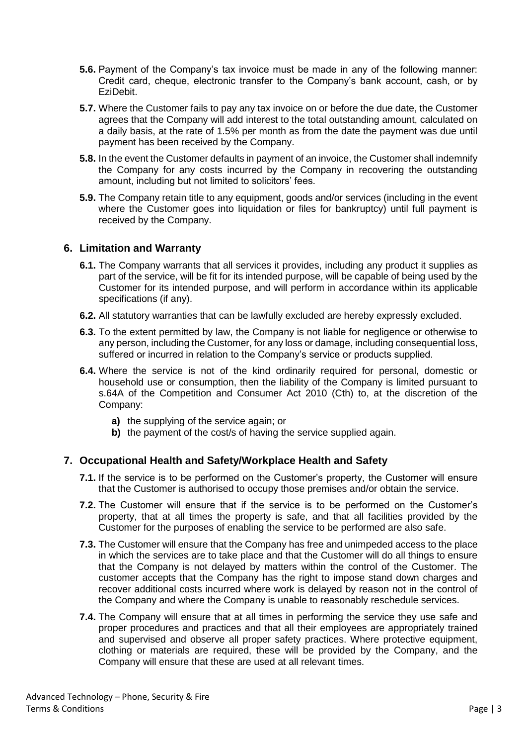**5.6.** Payment of the Company's tax invoice must be made in any of the following manner: Credit card, cheque, electronic transfer to the Company's bank account, cash, or by EziDebit.

**5.7.** Where the Customer fails to pay any tax invoice on or before the due date, the Customer agrees that the Company will add interest to the total outstanding amount, calculated on a daily basis, at the rate of 1.5% per month as from the date the payment was due until payment has been received by the Company.

**5.8.** In the event the Customer defaults in payment of an invoice, the Customer shall indemnify the Company for any costs incurred by the Company in recovering the outstanding amount, including but not limited to solicitors' fees.

**5.9.** The Company retain title to any equipment, goods and/or services (including in the event where the Customer goes into liquidation or files for bankruptcy) until full payment is received by the Company.

## 6. Limitation and Warranty

**6.1.** The Company warrants that all services it provides, including any product it supplies as part of the service, will be fit for its intended purpose, will be capable of being used by the Customer for its intended purpose, and will perform in accordance within its applicable specifications (if any).

**6.2.** All statutory warranties that can be lawfully excluded are hereby expressly excluded.

**6.3.** To the extent permitted by law, the Company is not liable for negligence or otherwise to any person, including the Customer, for any loss or damage, including consequential loss, suffered or incurred in relation to the Company's service or products supplied.

**6.4.** Where the service is not of the kind ordinarily required for personal, domestic or household use or consumption, then the liability of the Company is limited pursuant to s.64A of the Competition and Consumer Act 2010 (Cth) to, at the discretion of the Company:

- **a)** the supplying of the service again; or
- **b)** the payment of the cost/s of having the service supplied again.

## 7. Occupational Health and Safety/Workplace Health and Safety

**7.1.** If the service is to be performed on the Customer's property, the Customer will ensure that the Customer is authorised to occupy those premises and/or obtain the service.

**7.2.** The Customer will ensure that if the service is to be performed on the Customer's property, that at all times the property is safe, and that all facilities provided by the Customer for the purposes of enabling the service to be performed are also safe.

**7.3.** The Customer will ensure that the Company has free and unimpeded access to the place in which the services are to take place and that the Customer will do all things to ensure that the Company is not delayed by matters within the control of the Customer. The customer accepts that the Company has the right to impose stand down charges and recover additional costs incurred where work is delayed by reason not in the control of the Company and where the Company is unable to reasonably reschedule services.

**7.4.** The Company will ensure that at all times in performing the service they use safe and proper procedures and practices and that all their employees are appropriately trained and supervised and observe all proper safety practices. Where protective equipment, clothing or materials are required, these will be provided by the Company, and the Company will ensure that these are used at all relevant times.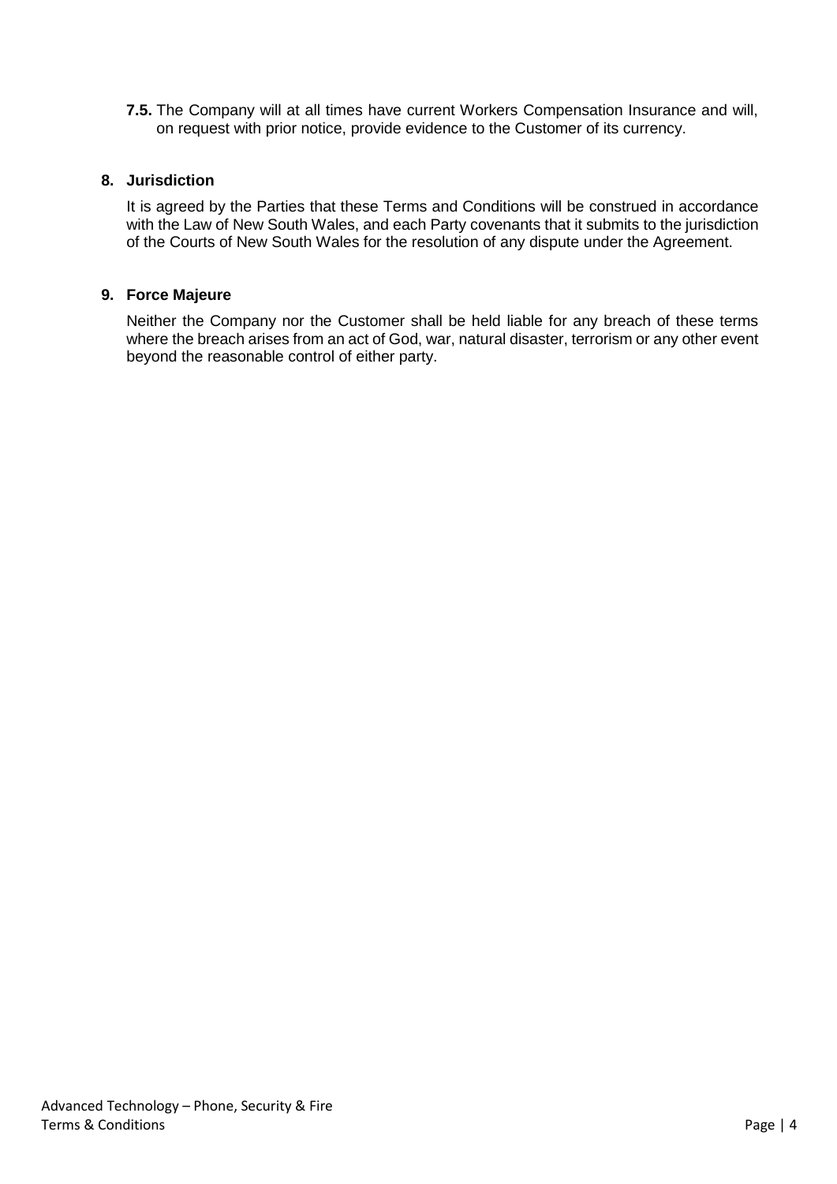**7.5.** The Company will at all times have current Workers Compensation Insurance and will, on request with prior notice, provide evidence to the Customer of its currency.

## 8. Jurisdiction

It is agreed by the Parties that these Terms and Conditions will be construed in accordance with the Law of New South Wales, and each Party covenants that it submits to the jurisdiction of the Courts of New South Wales for the resolution of any dispute under the Agreement.

## 9. Force Majeure

Neither the Company nor the Customer shall be held liable for any breach of these terms where the breach arises from an act of God, war, natural disaster, terrorism or any other event beyond the reasonable control of either party.